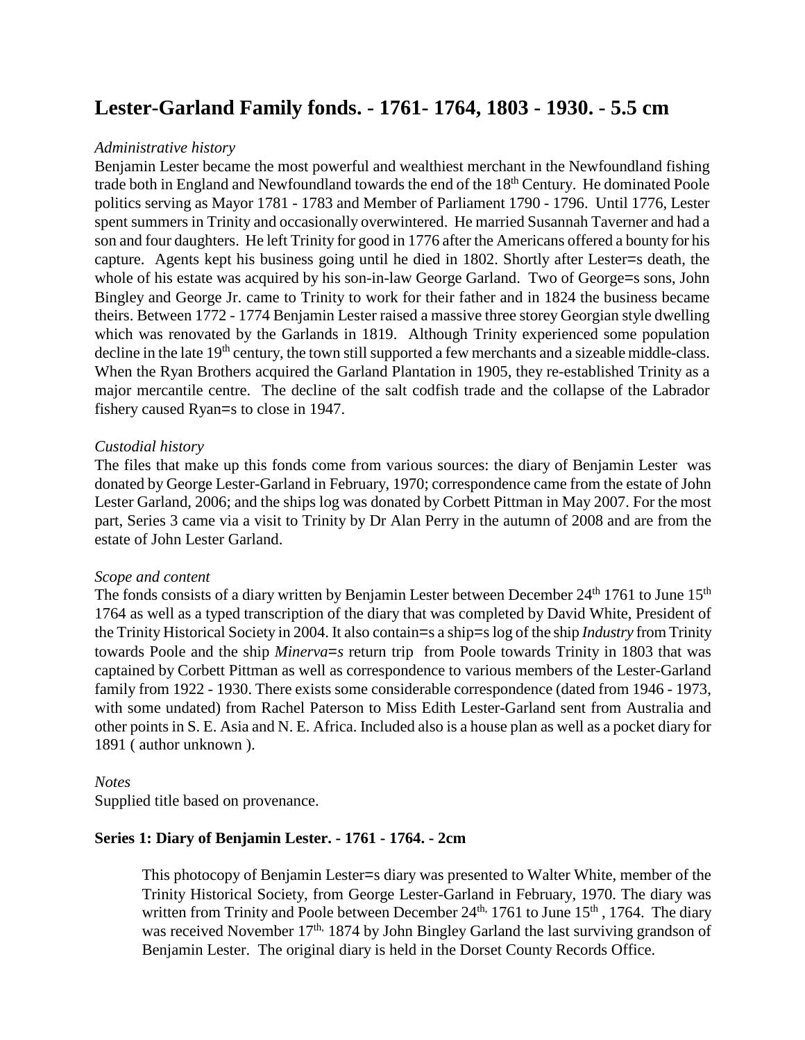# Lester-Garland Family fonds. - 1761- 1764, 1803 - 1930. - 5.5 cm

*Administrative history*

Benjamin Lester became the most powerful and wealthiest merchant in the Newfoundland fishing trade both in England and Newfoundland towards the end of the 18th Century. He dominated Poole politics serving as Mayor 1781 - 1783 and Member of Parliament 1790 - 1796. Until 1776, Lester spent summers in Trinity and occasionally overwintered. He married Susannah Taverner and had a son and four daughters. He left Trinity for good in 1776 after the Americans offered a bounty for his capture. Agents kept his business going until he died in 1802. Shortly after Lester=s death, the whole of his estate was acquired by his son-in-law George Garland. Two of George=s sons, John Bingley and George Jr. came to Trinity to work for their father and in 1824 the business became theirs. Between 1772 - 1774 Benjamin Lester raised a massive three storey Georgian style dwelling which was renovated by the Garlands in 1819. Although Trinity experienced some population decline in the late 19th century, the town still supported a few merchants and a sizeable middle-class. When the Ryan Brothers acquired the Garland Plantation in 1905, they re-established Trinity as a major mercantile centre. The decline of the salt codfish trade and the collapse of the Labrador fishery caused Ryan=s to close in 1947.

*Custodial history*

The files that make up this fonds come from various sources: the diary of Benjamin Lester was donated by George Lester-Garland in February, 1970; correspondence came from the estate of John Lester Garland, 2006; and the ships log was donated by Corbett Pittman in May 2007. For the most part, Series 3 came via a visit to Trinity by Dr Alan Perry in the autumn of 2008 and are from the estate of John Lester Garland.

*Scope and content*

The fonds consists of a diary written by Benjamin Lester between December 24th 1761 to June 15th 1764 as well as a typed transcription of the diary that was completed by David White, President of the Trinity Historical Society in 2004. It also contain=s a ship=s log of the ship *Industry* from Trinity towards Poole and the ship *Minerva=s* return trip from Poole towards Trinity in 1803 that was captained by Corbett Pittman as well as correspondence to various members of the Lester-Garland family from 1922 - 1930. There exists some considerable correspondence (dated from 1946 - 1973, with some undated) from Rachel Paterson to Miss Edith Lester-Garland sent from Australia and other points in S. E. Asia and N. E. Africa. Included also is a house plan as well as a pocket diary for 1891 ( author unknown ).

*Notes*

Supplied title based on provenance.

**Series 1: Diary of Benjamin Lester. - 1761 - 1764. - 2cm**

> This photocopy of Benjamin Lester=s diary was presented to Walter White, member of the Trinity Historical Society, from George Lester-Garland in February, 1970. The diary was written from Trinity and Poole between December 24th, 1761 to June 15th , 1764. The diary was received November 17th, 1874 by John Bingley Garland the last surviving grandson of Benjamin Lester. The original diary is held in the Dorset County Records Office.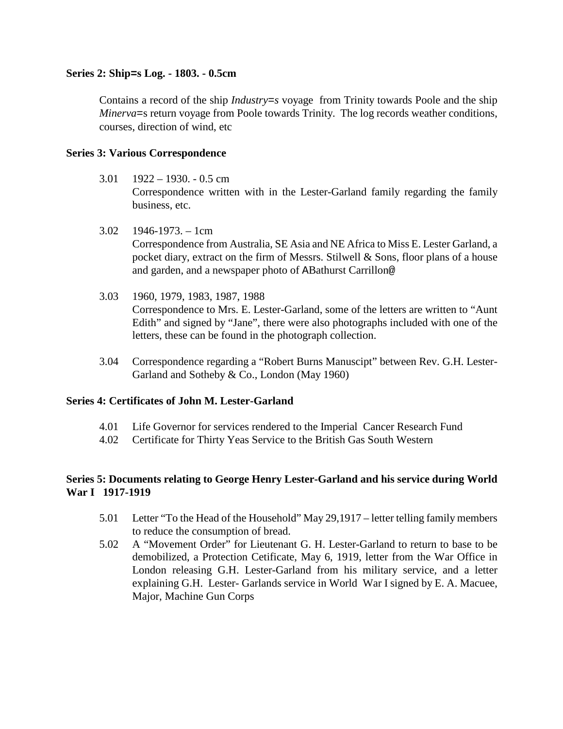**Series 2: Ship=s Log. - 1803. - 0.5cm**

Contains a record of the ship *Industry=s* voyage from Trinity towards Poole and the ship *Minerva*=s return voyage from Poole towards Trinity. The log records weather conditions, courses, direction of wind, etc

**Series 3: Various Correspondence**

3.01 1922 – 1930. - 0.5 cm
Correspondence written with in the Lester-Garland family regarding the family business, etc.

3.02 1946-1973. – 1cm
Correspondence from Australia, SE Asia and NE Africa to Miss E. Lester Garland, a pocket diary, extract on the firm of Messrs. Stilwell & Sons, floor plans of a house and garden, and a newspaper photo of ABathurst Carrillon@

3.03 1960, 1979, 1983, 1987, 1988
Correspondence to Mrs. E. Lester-Garland, some of the letters are written to "Aunt Edith" and signed by "Jane", there were also photographs included with one of the letters, these can be found in the photograph collection.

3.04 Correspondence regarding a "Robert Burns Manuscipt" between Rev. G.H. Lester-Garland and Sotheby & Co., London (May 1960)

**Series 4: Certificates of John M. Lester-Garland**

4.01 Life Governor for services rendered to the Imperial Cancer Research Fund
4.02 Certificate for Thirty Yeas Service to the British Gas South Western

**Series 5: Documents relating to George Henry Lester-Garland and his service during World War I 1917-1919**

5.01 Letter "To the Head of the Household" May 29,1917 – letter telling family members to reduce the consumption of bread.
5.02 A "Movement Order" for Lieutenant G. H. Lester-Garland to return to base to be demobilized, a Protection Cetificate, May 6, 1919, letter from the War Office in London releasing G.H. Lester-Garland from his military service, and a letter explaining G.H. Lester- Garlands service in World War I signed by E. A. Macuee, Major, Machine Gun Corps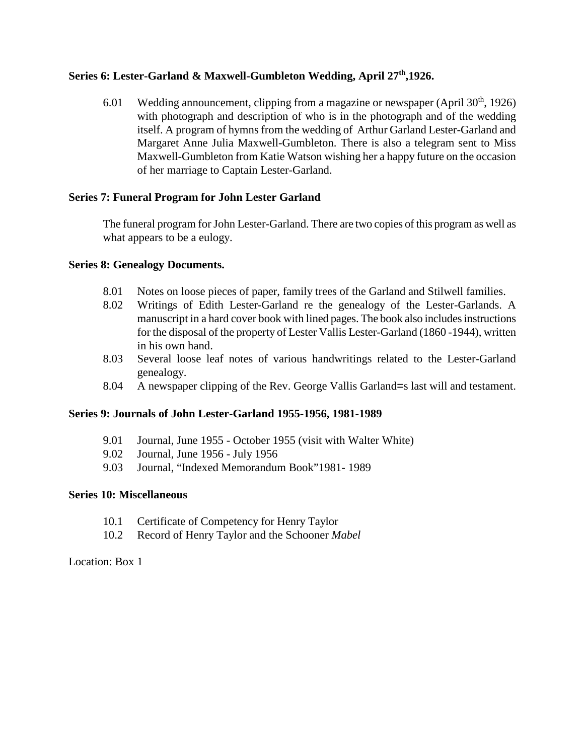**Series 6: Lester-Garland & Maxwell-Gumbleton Wedding, April 27th,1926.**

6.01 Wedding announcement, clipping from a magazine or newspaper (April 30th, 1926) with photograph and description of who is in the photograph and of the wedding itself. A program of hymns from the wedding of Arthur Garland Lester-Garland and Margaret Anne Julia Maxwell-Gumbleton. There is also a telegram sent to Miss Maxwell-Gumbleton from Katie Watson wishing her a happy future on the occasion of her marriage to Captain Lester-Garland.

**Series 7: Funeral Program for John Lester Garland**

The funeral program for John Lester-Garland. There are two copies of this program as well as what appears to be a eulogy.

**Series 8: Genealogy Documents.**

8.01 Notes on loose pieces of paper, family trees of the Garland and Stilwell families.
8.02 Writings of Edith Lester-Garland re the genealogy of the Lester-Garlands. A manuscript in a hard cover book with lined pages. The book also includes instructions for the disposal of the property of Lester Vallis Lester-Garland (1860 -1944), written in his own hand.
8.03 Several loose leaf notes of various handwritings related to the Lester-Garland genealogy.
8.04 A newspaper clipping of the Rev. George Vallis Garland=s last will and testament.

**Series 9: Journals of John Lester-Garland 1955-1956, 1981-1989**

9.01 Journal, June 1955 - October 1955 (visit with Walter White)
9.02 Journal, June 1956 - July 1956
9.03 Journal, "Indexed Memorandum Book"1981- 1989

**Series 10: Miscellaneous**

10.1 Certificate of Competency for Henry Taylor
10.2 Record of Henry Taylor and the Schooner *Mabel*

Location: Box 1